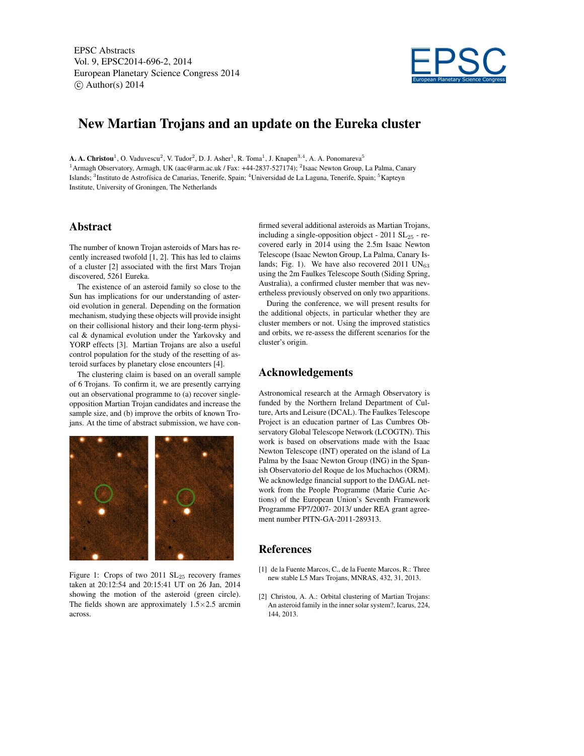# New Martian Trojans and an update on the Eureka cluster

**A. A. Christou**[1], O. Vaduvescu[2], V. Tudor[2], D. J. Asher[1], R. Toma[1], J. Knapen[3,4], A. A. Ponomareva[5]

[1]Armagh Observatory, Armagh, UK (aac@arm.ac.uk / Fax: +44-2837-527174); [2]Isaac Newton Group, La Palma, Canary Islands; [3]Instituto de Astrofísica de Canarias, Tenerife, Spain; [4]Universidad de La Laguna, Tenerife, Spain; [5]Kapteyn Institute, University of Groningen, The Netherlands

## Abstract

The number of known Trojan asteroids of Mars has recently increased twofold [1, 2]. This has led to claims of a cluster [2] associated with the first Mars Trojan discovered, 5261 Eureka.

The existence of an asteroid family so close to the Sun has implications for our understanding of asteroid evolution in general. Depending on the formation mechanism, studying these objects will provide insight on their collisional history and their long-term physical & dynamical evolution under the Yarkovsky and YORP effects [3]. Martian Trojans are also a useful control population for the study of the resetting of asteroid surfaces by planetary close encounters [4].

The clustering claim is based on an overall sample of 6 Trojans. To confirm it, we are presently carrying out an observational programme to (a) recover single-opposition Martian Trojan candidates and increase the sample size, and (b) improve the orbits of known Trojans. At the time of abstract submission, we have confirmed several additional asteroids as Martian Trojans, including a single-opposition object - 2011 $SL_{25}$ - recovered early in 2014 using the 2.5m Isaac Newton Telescope (Isaac Newton Group, La Palma, Canary Islands; Fig. 1). We have also recovered 2011 $UN_{63}$ using the 2m Faulkes Telescope South (Siding Spring, Australia), a confirmed cluster member that was nevertheless previously observed on only two apparitions.

Figure 1: Crops of two 2011 $SL_{25}$ recovery frames taken at 20:12:54 and 20:15:41 UT on 26 Jan, 2014 showing the motion of the asteroid (green circle). The fields shown are approximately 1.5×2.5 arcmin across.

During the conference, we will present results for the additional objects, in particular whether they are cluster members or not. Using the improved statistics and orbits, we re-assess the different scenarios for the cluster's origin.

## Acknowledgements

Astronomical research at the Armagh Observatory is funded by the Northern Ireland Department of Culture, Arts and Leisure (DCAL). The Faulkes Telescope Project is an education partner of Las Cumbres Observatory Global Telescope Network (LCOGTN). This work is based on observations made with the Isaac Newton Telescope (INT) operated on the island of La Palma by the Isaac Newton Group (ING) in the Spanish Observatorio del Roque de los Muchachos (ORM). We acknowledge financial support to the DAGAL network from the People Programme (Marie Curie Actions) of the European Union's Seventh Framework Programme FP7/2007- 2013/ under REA grant agreement number PITN-GA-2011-289313.

## References

[1] de la Fuente Marcos, C., de la Fuente Marcos, R.: Three new stable L5 Mars Trojans, MNRAS, 432, 31, 2013.

[2] Christou, A. A.: Orbital clustering of Martian Trojans: An asteroid family in the inner solar system?, Icarus, 224, 144, 2013.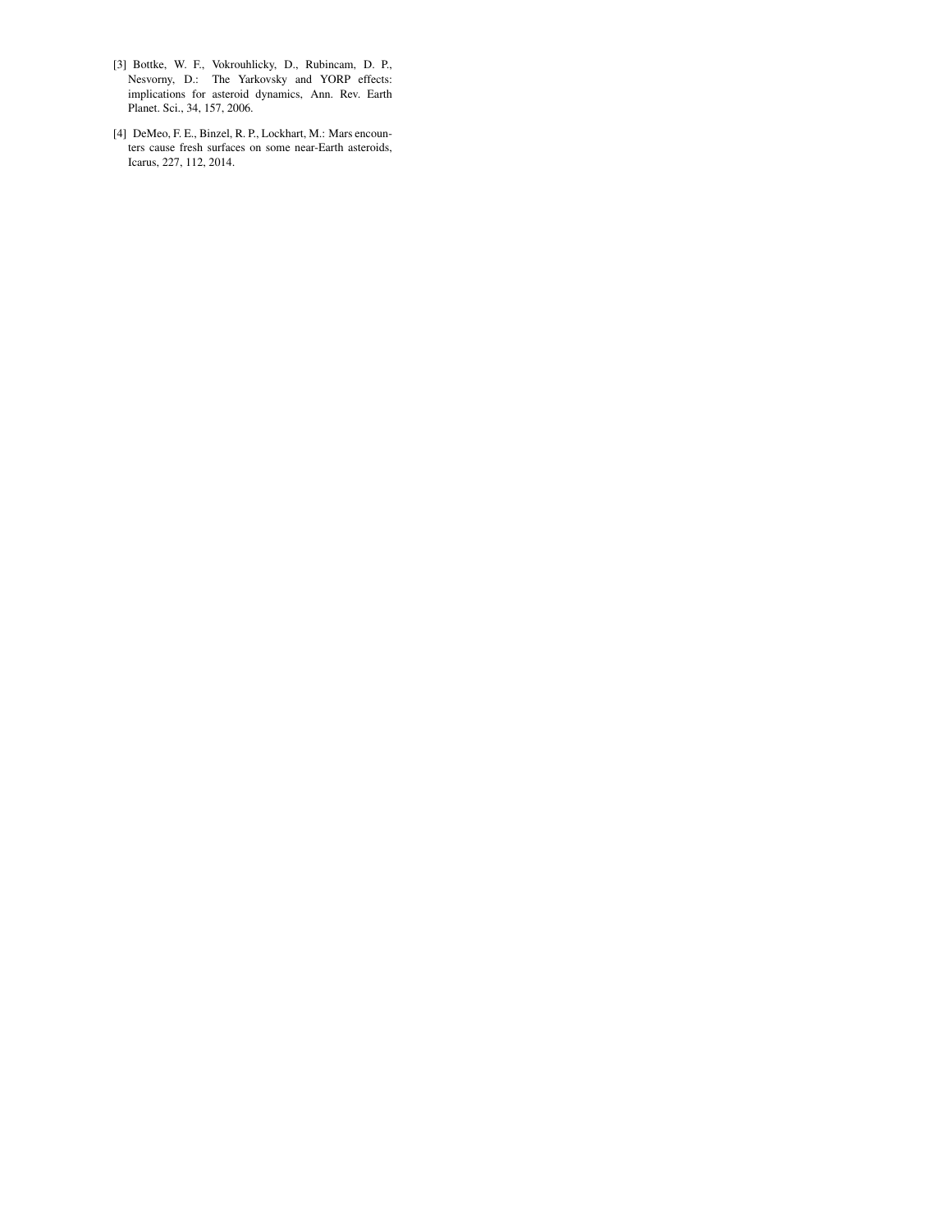[3] Bottke, W. F., Vokrouhlicky, D., Rubincam, D. P., Nesvorny, D.: The Yarkovsky and YORP effects: implications for asteroid dynamics, Ann. Rev. Earth Planet. Sci., 34, 157, 2006.

[4] DeMeo, F. E., Binzel, R. P., Lockhart, M.: Mars encounters cause fresh surfaces on some near-Earth asteroids, Icarus, 227, 112, 2014.